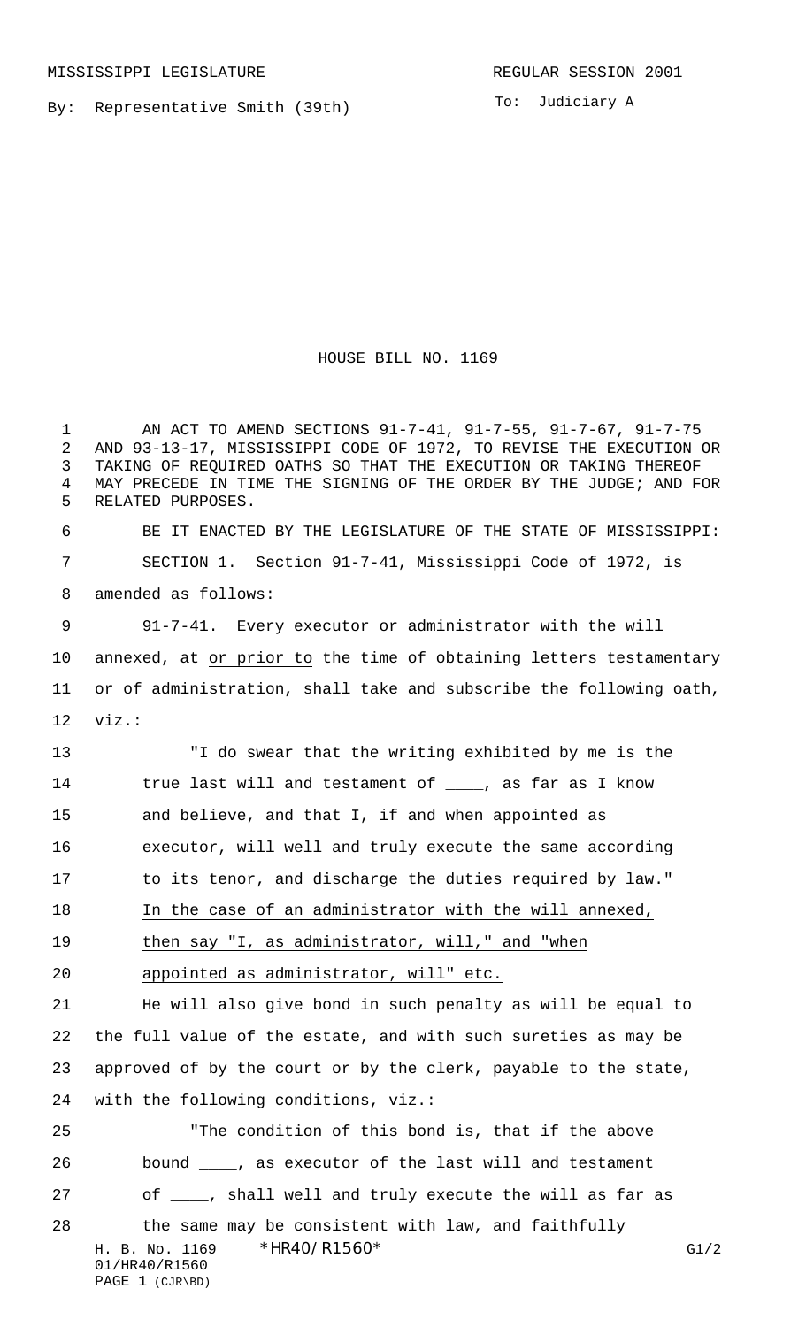MISSISSIPPI LEGISLATURE REGULAR SESSION 2001

By: Representative Smith (39th)

To: Judiciary A

# HOUSE BILL NO. 1169

AN ACT TO AMEND SECTIONS 91-7-41, 91-7-55, 91-7-67, 91-7-75 AND 93-13-17, MISSISSIPPI CODE OF 1972, TO REVISE THE EXECUTION OR TAKING OF REQUIRED OATHS SO THAT THE EXECUTION OR TAKING THEREOF MAY PRECEDE IN TIME THE SIGNING OF THE ORDER BY THE JUDGE; AND FOR RELATED PURPOSES.

BE IT ENACTED BY THE LEGISLATURE OF THE STATE OF MISSISSIPPI:

SECTION 1. Section 91-7-41, Mississippi Code of 1972, is amended as follows:

91-7-41. Every executor or administrator with the will annexed, at or prior to the time of obtaining letters testamentary or of administration, shall take and subscribe the following oath, viz.:

"I do swear that the writing exhibited by me is the true last will and testament of ____, as far as I know and believe, and that I, if and when appointed as executor, will well and truly execute the same according to its tenor, and discharge the duties required by law." In the case of an administrator with the will annexed, then say "I, as administrator, will," and "when appointed as administrator, will" etc.

He will also give bond in such penalty as will be equal to the full value of the estate, and with such sureties as may be approved of by the court or by the clerk, payable to the state, with the following conditions, viz.:

"The condition of this bond is, that if the above bound ____, as executor of the last will and testament of ____, shall well and truly execute the will as far as the same may be consistent with law, and faithfully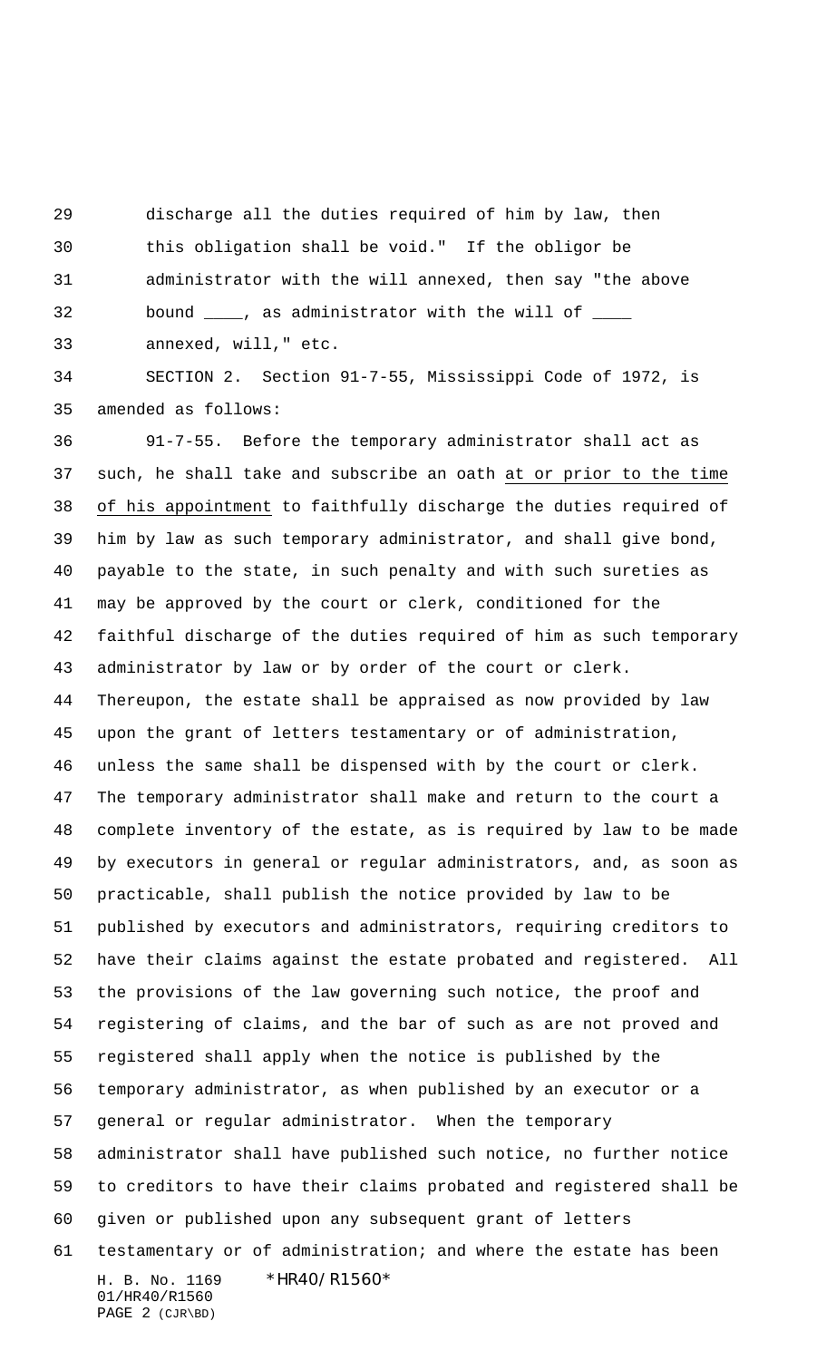discharge all the duties required of him by law, then this obligation shall be void." If the obligor be administrator with the will annexed, then say "the above bound ____, as administrator with the will of ____ annexed, will," etc.

SECTION 2. Section 91-7-55, Mississippi Code of 1972, is amended as follows:

91-7-55. Before the temporary administrator shall act as such, he shall take and subscribe an oath <u>at or prior to the time of his appointment</u> to faithfully discharge the duties required of him by law as such temporary administrator, and shall give bond, payable to the state, in such penalty and with such sureties as may be approved by the court or clerk, conditioned for the faithful discharge of the duties required of him as such temporary administrator by law or by order of the court or clerk. Thereupon, the estate shall be appraised as now provided by law upon the grant of letters testamentary or of administration, unless the same shall be dispensed with by the court or clerk. The temporary administrator shall make and return to the court a complete inventory of the estate, as is required by law to be made by executors in general or regular administrators, and, as soon as practicable, shall publish the notice provided by law to be published by executors and administrators, requiring creditors to have their claims against the estate probated and registered. All the provisions of the law governing such notice, the proof and registering of claims, and the bar of such as are not proved and registered shall apply when the notice is published by the temporary administrator, as when published by an executor or a general or regular administrator. When the temporary administrator shall have published such notice, no further notice to creditors to have their claims probated and registered shall be given or published upon any subsequent grant of letters testamentary or of administration; and where the estate has been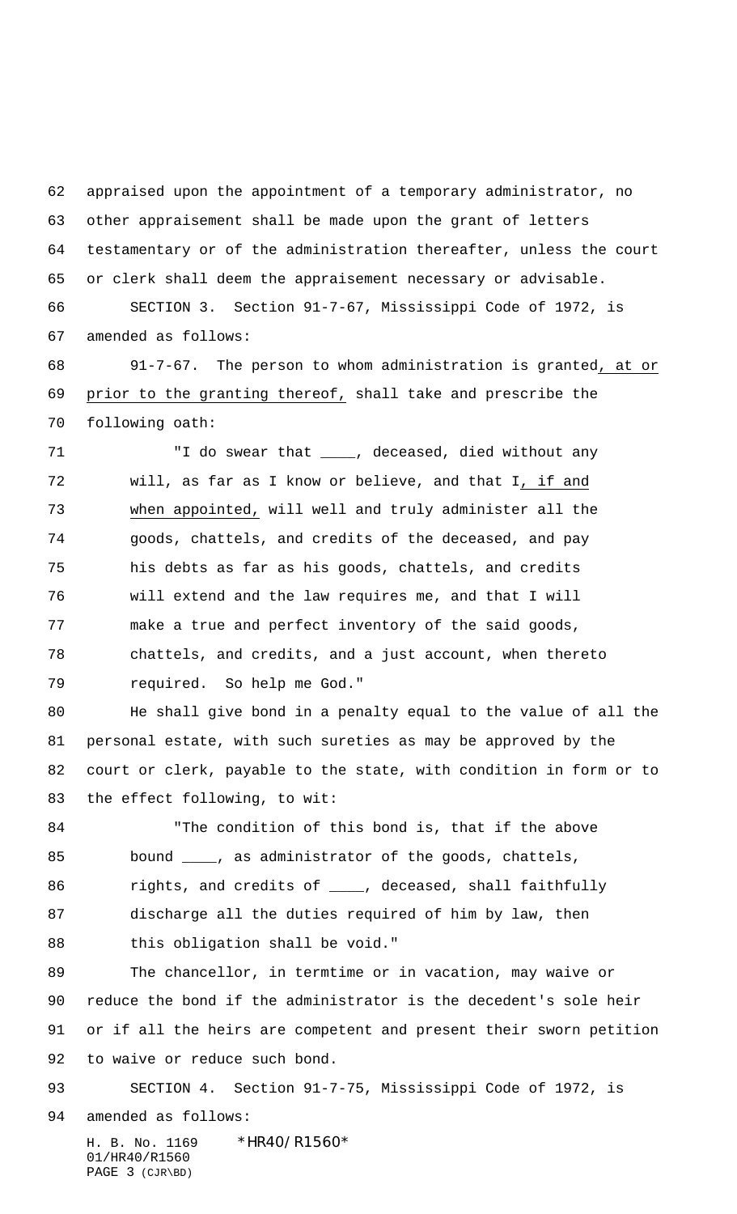appraised upon the appointment of a temporary administrator, no other appraisement shall be made upon the grant of letters testamentary or of the administration thereafter, unless the court or clerk shall deem the appraisement necessary or advisable.

SECTION 3. Section 91-7-67, Mississippi Code of 1972, is amended as follows:

91-7-67. The person to whom administration is granted, at or prior to the granting thereof, shall take and prescribe the following oath:

"I do swear that ____, deceased, died without any will, as far as I know or believe, and that I, if and when appointed, will well and truly administer all the goods, chattels, and credits of the deceased, and pay his debts as far as his goods, chattels, and credits will extend and the law requires me, and that I will make a true and perfect inventory of the said goods, chattels, and credits, and a just account, when thereto required. So help me God."

He shall give bond in a penalty equal to the value of all the personal estate, with such sureties as may be approved by the court or clerk, payable to the state, with condition in form or to the effect following, to wit:

"The condition of this bond is, that if the above bound ____, as administrator of the goods, chattels, rights, and credits of ____, deceased, shall faithfully discharge all the duties required of him by law, then this obligation shall be void."

The chancellor, in termtime or in vacation, may waive or reduce the bond if the administrator is the decedent's sole heir or if all the heirs are competent and present their sworn petition to waive or reduce such bond.

SECTION 4. Section 91-7-75, Mississippi Code of 1972, is amended as follows: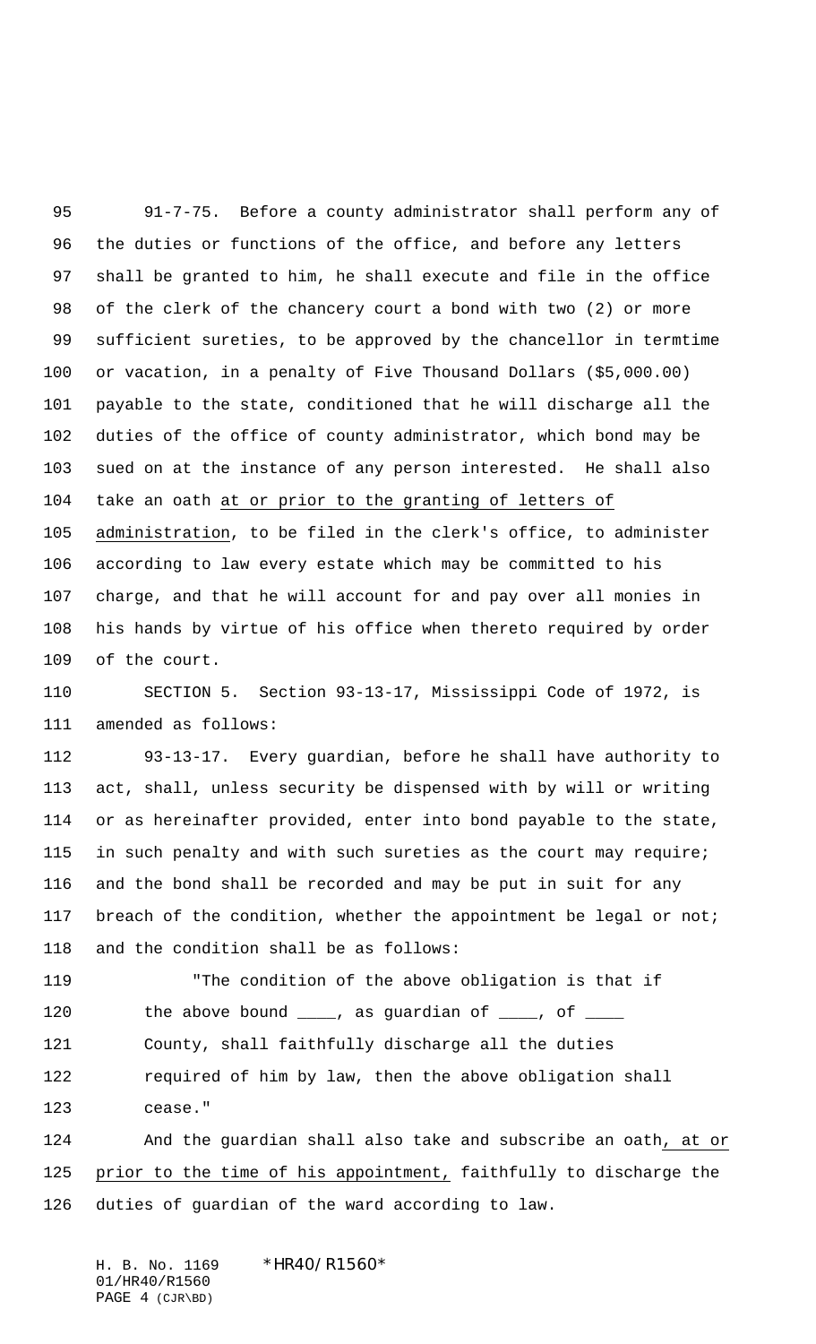91-7-75. Before a county administrator shall perform any of the duties or functions of the office, and before any letters shall be granted to him, he shall execute and file in the office of the clerk of the chancery court a bond with two (2) or more sufficient sureties, to be approved by the chancellor in termtime or vacation, in a penalty of Five Thousand Dollars ($5,000.00) payable to the state, conditioned that he will discharge all the duties of the office of county administrator, which bond may be sued on at the instance of any person interested. He shall also take an oath <u>at or prior to the granting of letters of administration</u>, to be filed in the clerk's office, to administer according to law every estate which may be committed to his charge, and that he will account for and pay over all monies in his hands by virtue of his office when thereto required by order of the court.

SECTION 5. Section 93-13-17, Mississippi Code of 1972, is amended as follows:

93-13-17. Every guardian, before he shall have authority to act, shall, unless security be dispensed with by will or writing or as hereinafter provided, enter into bond payable to the state, in such penalty and with such sureties as the court may require; and the bond shall be recorded and may be put in suit for any breach of the condition, whether the appointment be legal or not; and the condition shall be as follows:

> "The condition of the above obligation is that if the above bound ____, as guardian of ____, of ____ County, shall faithfully discharge all the duties required of him by law, then the above obligation shall cease."

And the guardian shall also take and subscribe an oath<u>, at or prior to the time of his appointment,</u> faithfully to discharge the duties of guardian of the ward according to law.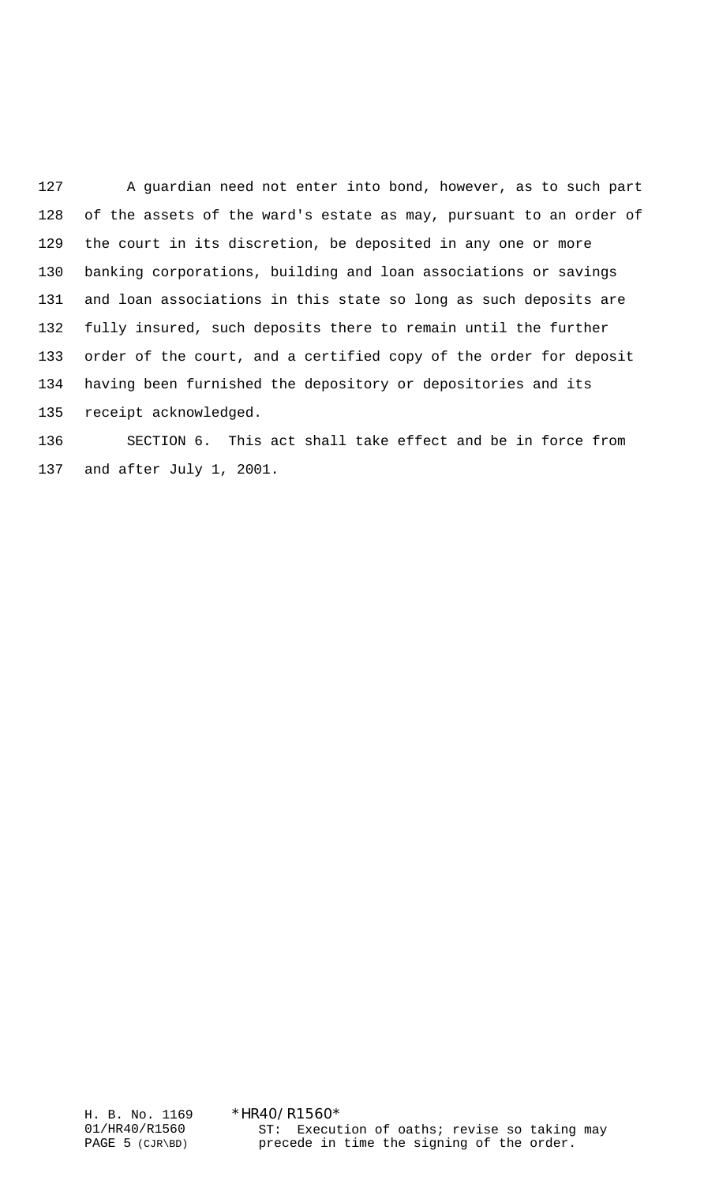A guardian need not enter into bond, however, as to such part of the assets of the ward's estate as may, pursuant to an order of the court in its discretion, be deposited in any one or more banking corporations, building and loan associations or savings and loan associations in this state so long as such deposits are fully insured, such deposits there to remain until the further order of the court, and a certified copy of the order for deposit having been furnished the depository or depositories and its receipt acknowledged.

SECTION 6. This act shall take effect and be in force from and after July 1, 2001.

ST: Execution of oaths; revise so taking may precede in time the signing of the order.